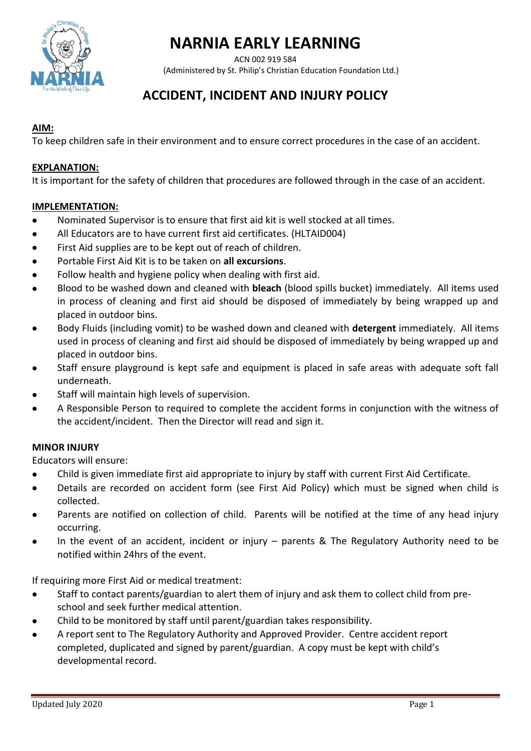# NARNIA EARLY LEARNING

ACN 002 919 584
(Administered by St. Philip's Christian Education Foundation Ltd.)

## ACCIDENT, INCIDENT AND INJURY POLICY

**AIM:**
To keep children safe in their environment and to ensure correct procedures in the case of an accident.

**EXPLANATION:**
It is important for the safety of children that procedures are followed through in the case of an accident.

**IMPLEMENTATION:**

- Nominated Supervisor is to ensure that first aid kit is well stocked at all times.
- All Educators are to have current first aid certificates. (HLTAID004)
- First Aid supplies are to be kept out of reach of children.
- Portable First Aid Kit is to be taken on **all excursions**.
- Follow health and hygiene policy when dealing with first aid.
- Blood to be washed down and cleaned with **bleach** (blood spills bucket) immediately. All items used in process of cleaning and first aid should be disposed of immediately by being wrapped up and placed in outdoor bins.
- Body Fluids (including vomit) to be washed down and cleaned with **detergent** immediately. All items used in process of cleaning and first aid should be disposed of immediately by being wrapped up and placed in outdoor bins.
- Staff ensure playground is kept safe and equipment is placed in safe areas with adequate soft fall underneath.
- Staff will maintain high levels of supervision.
- A Responsible Person to required to complete the accident forms in conjunction with the witness of the accident/incident. Then the Director will read and sign it.

**MINOR INJURY**

Educators will ensure:

- Child is given immediate first aid appropriate to injury by staff with current First Aid Certificate.
- Details are recorded on accident form (see First Aid Policy) which must be signed when child is collected.
- Parents are notified on collection of child. Parents will be notified at the time of any head injury occurring.
- In the event of an accident, incident or injury – parents & The Regulatory Authority need to be notified within 24hrs of the event.

If requiring more First Aid or medical treatment:

- Staff to contact parents/guardian to alert them of injury and ask them to collect child from pre-school and seek further medical attention.
- Child to be monitored by staff until parent/guardian takes responsibility.
- A report sent to The Regulatory Authority and Approved Provider. Centre accident report completed, duplicated and signed by parent/guardian. A copy must be kept with child's developmental record.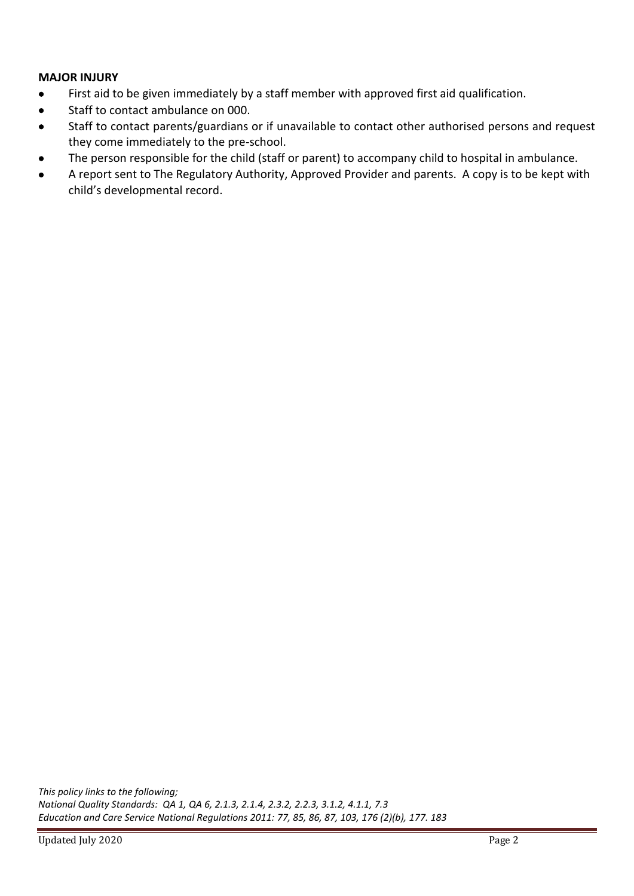**MAJOR INJURY**

- First aid to be given immediately by a staff member with approved first aid qualification.
- Staff to contact ambulance on 000.
- Staff to contact parents/guardians or if unavailable to contact other authorised persons and request they come immediately to the pre-school.
- The person responsible for the child (staff or parent) to accompany child to hospital in ambulance.
- A report sent to The Regulatory Authority, Approved Provider and parents. A copy is to be kept with child's developmental record.

*This policy links to the following;*
*National Quality Standards: QA 1, QA 6, 2.1.3, 2.1.4, 2.3.2, 2.2.3, 3.1.2, 4.1.1, 7.3*
*Education and Care Service National Regulations 2011: 77, 85, 86, 87, 103, 176 (2)(b), 177. 183*

Updated July 2020